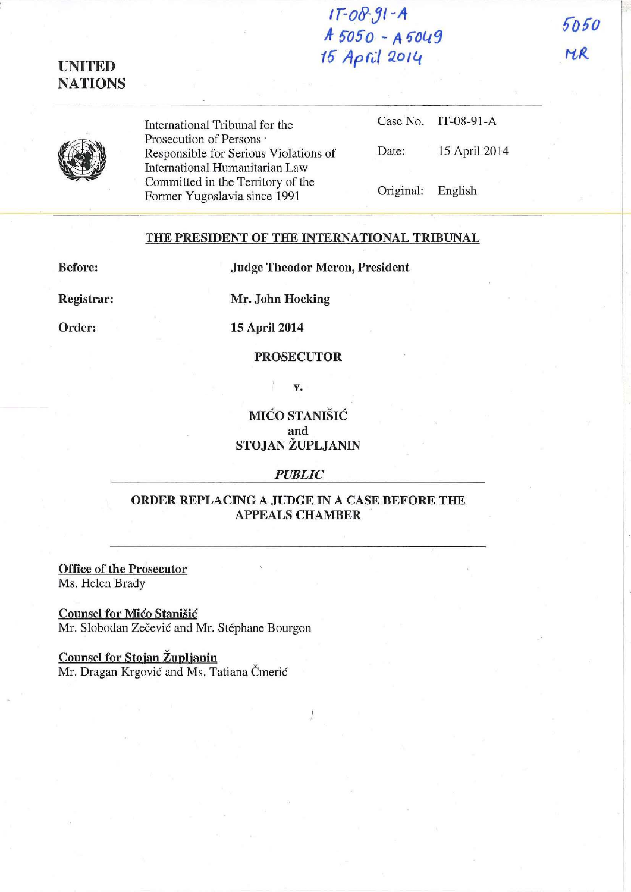IT-08-91-A
A 5050 - A 5049
15 April 2014

5050
MR

**UNITED NATIONS**

| | International Tribunal for the Prosecution of Persons Responsible for Serious Violations of International Humanitarian Law Committed in the Territory of the Former Yugoslavia since 1991 | Case No. | IT-08-91-A |
|---|---|---|---|
| | | Date: | 15 April 2014 |
| | | Original: | English |

## THE PRESIDENT OF THE INTERNATIONAL TRIBUNAL

**Before:** **Judge Theodor Meron, President**

**Registrar:** **Mr. John Hocking**

**Order:** **15 April 2014**

**PROSECUTOR**

**v.**

**MIĆO STANIŠIĆ**
**and**
**STOJAN ŽUPLJANIN**

***PUBLIC***

## ORDER REPLACING A JUDGE IN A CASE BEFORE THE APPEALS CHAMBER

**Office of the Prosecutor**
Ms. Helen Brady

**Counsel for Mićo Stanišić**
Mr. Slobodan Zečević and Mr. Stéphane Bourgon

**Counsel for Stojan Župljanin**
Mr. Dragan Krgović and Ms. Tatiana Čmerić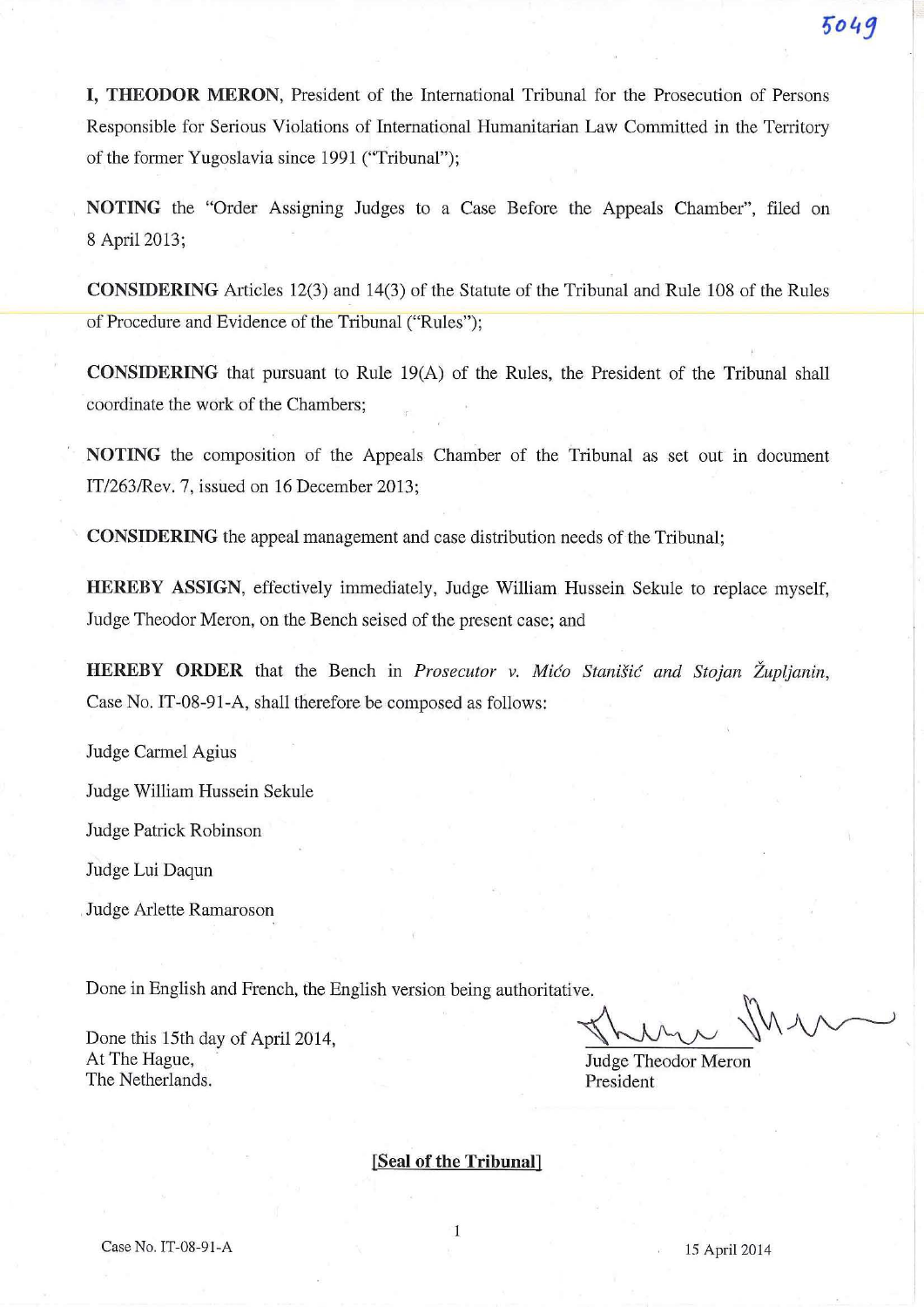**I, THEODOR MERON**, President of the International Tribunal for the Prosecution of Persons Responsible for Serious Violations of International Humanitarian Law Committed in the Territory of the former Yugoslavia since 1991 ("Tribunal");

**NOTING** the "Order Assigning Judges to a Case Before the Appeals Chamber", filed on 8 April 2013;

**CONSIDERING** Articles 12(3) and 14(3) of the Statute of the Tribunal and Rule 108 of the Rules of Procedure and Evidence of the Tribunal ("Rules");

**CONSIDERING** that pursuant to Rule 19(A) of the Rules, the President of the Tribunal shall coordinate the work of the Chambers;

**NOTING** the composition of the Appeals Chamber of the Tribunal as set out in document IT/263/Rev. 7, issued on 16 December 2013;

**CONSIDERING** the appeal management and case distribution needs of the Tribunal;

**HEREBY ASSIGN**, effectively immediately, Judge William Hussein Sekule to replace myself, Judge Theodor Meron, on the Bench seised of the present case; and

**HEREBY ORDER** that the Bench in *Prosecutor v. Mićo Stanišić and Stojan Župljanin*, Case No. IT-08-91-A, shall therefore be composed as follows:

Judge Carmel Agius

Judge William Hussein Sekule

Judge Patrick Robinson

Judge Lui Daqun

Judge Arlette Ramaroson

Done in English and French, the English version being authoritative.

Done this 15th day of April 2014,
At The Hague,
The Netherlands.

Judge Theodor Meron
President

**[Seal of the Tribunal]**